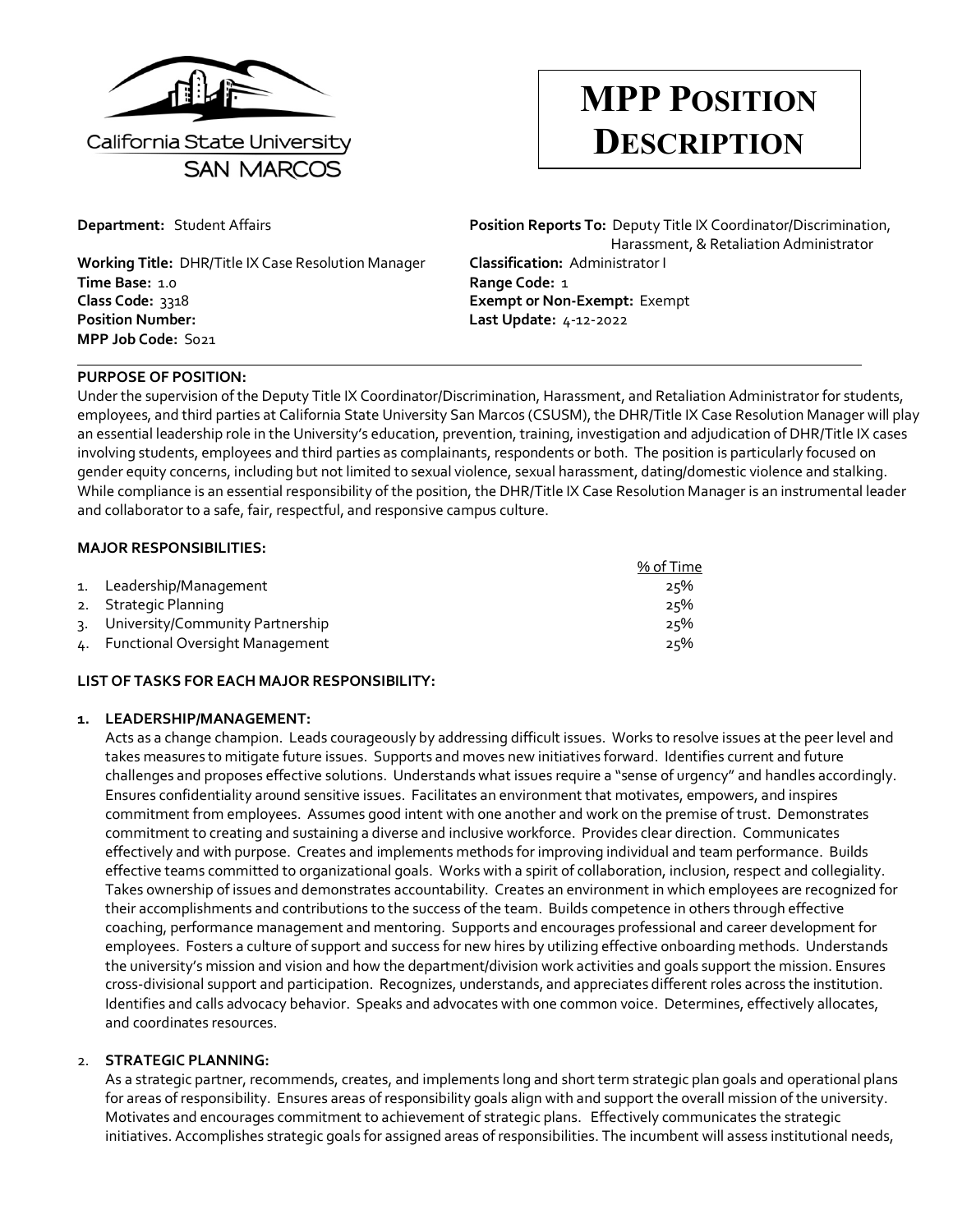California State University
SAN MARCOS

# MPP POSITION DESCRIPTION

**Department:** Student Affairs

**Position Reports To:** Deputy Title IX Coordinator/Discrimination, Harassment, & Retaliation Administrator

**Working Title:** DHR/Title IX Case Resolution Manager

**Classification:** Administrator I

**Time Base:** 1.0

**Range Code:** 1

**Class Code:** 3318

**Exempt or Non-Exempt:** Exempt

**Position Number:**

**Last Update:** 4-12-2022

**MPP Job Code:** S021

---

**PURPOSE OF POSITION:**

Under the supervision of the Deputy Title IX Coordinator/Discrimination, Harassment, and Retaliation Administrator for students, employees, and third parties at California State University San Marcos (CSUSM), the DHR/Title IX Case Resolution Manager will play an essential leadership role in the University's education, prevention, training, investigation and adjudication of DHR/Title IX cases involving students, employees and third parties as complainants, respondents or both. The position is particularly focused on gender equity concerns, including but not limited to sexual violence, sexual harassment, dating/domestic violence and stalking. While compliance is an essential responsibility of the position, the DHR/Title IX Case Resolution Manager is an instrumental leader and collaborator to a safe, fair, respectful, and responsive campus culture.

**MAJOR RESPONSIBILITIES:**

| | % of Time |
|---|---|
| 1. Leadership/Management | 25% |
| 2. Strategic Planning | 25% |
| 3. University/Community Partnership | 25% |
| 4. Functional Oversight Management | 25% |

**LIST OF TASKS FOR EACH MAJOR RESPONSIBILITY:**

1. **LEADERSHIP/MANAGEMENT:**
   Acts as a change champion. Leads courageously by addressing difficult issues. Works to resolve issues at the peer level and takes measures to mitigate future issues. Supports and moves new initiatives forward. Identifies current and future challenges and proposes effective solutions. Understands what issues require a "sense of urgency" and handles accordingly. Ensures confidentiality around sensitive issues. Facilitates an environment that motivates, empowers, and inspires commitment from employees. Assumes good intent with one another and work on the premise of trust. Demonstrates commitment to creating and sustaining a diverse and inclusive workforce. Provides clear direction. Communicates effectively and with purpose. Creates and implements methods for improving individual and team performance. Builds effective teams committed to organizational goals. Works with a spirit of collaboration, inclusion, respect and collegiality. Takes ownership of issues and demonstrates accountability. Creates an environment in which employees are recognized for their accomplishments and contributions to the success of the team. Builds competence in others through effective coaching, performance management and mentoring. Supports and encourages professional and career development for employees. Fosters a culture of support and success for new hires by utilizing effective onboarding methods. Understands the university's mission and vision and how the department/division work activities and goals support the mission. Ensures cross-divisional support and participation. Recognizes, understands, and appreciates different roles across the institution. Identifies and calls advocacy behavior. Speaks and advocates with one common voice. Determines, effectively allocates, and coordinates resources.

2. **STRATEGIC PLANNING:**
   As a strategic partner, recommends, creates, and implements long and short term strategic plan goals and operational plans for areas of responsibility. Ensures areas of responsibility goals align with and support the overall mission of the university. Motivates and encourages commitment to achievement of strategic plans. Effectively communicates the strategic initiatives. Accomplishes strategic goals for assigned areas of responsibilities. The incumbent will assess institutional needs,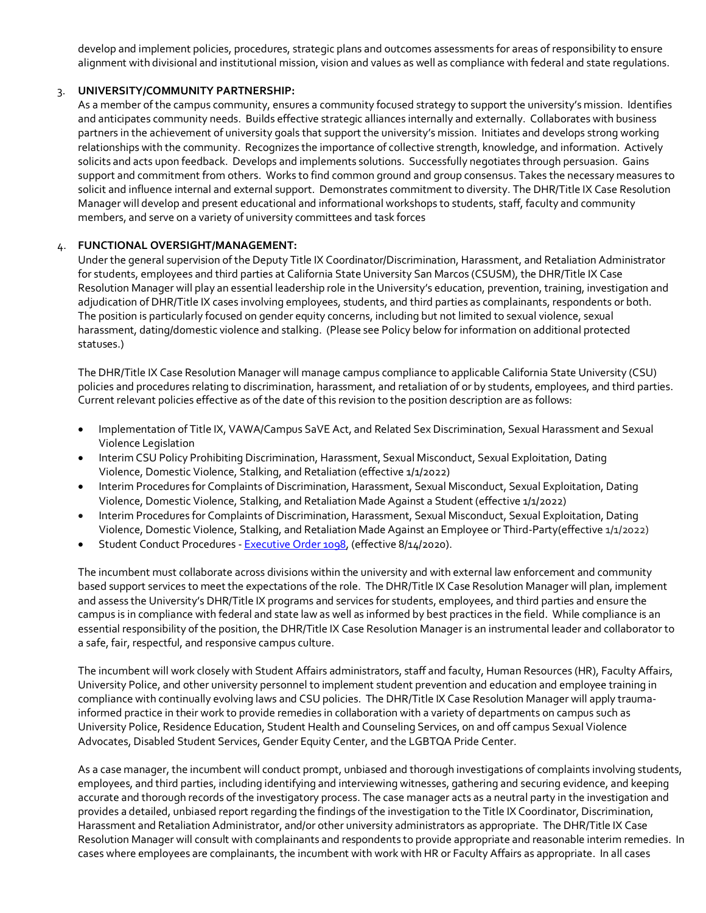develop and implement policies, procedures, strategic plans and outcomes assessments for areas of responsibility to ensure alignment with divisional and institutional mission, vision and values as well as compliance with federal and state regulations.

3. **UNIVERSITY/COMMUNITY PARTNERSHIP:**
   As a member of the campus community, ensures a community focused strategy to support the university's mission. Identifies and anticipates community needs. Builds effective strategic alliances internally and externally. Collaborates with business partners in the achievement of university goals that support the university's mission. Initiates and develops strong working relationships with the community. Recognizes the importance of collective strength, knowledge, and information. Actively solicits and acts upon feedback. Develops and implements solutions. Successfully negotiates through persuasion. Gains support and commitment from others. Works to find common ground and group consensus. Takes the necessary measures to solicit and influence internal and external support. Demonstrates commitment to diversity. The DHR/Title IX Case Resolution Manager will develop and present educational and informational workshops to students, staff, faculty and community members, and serve on a variety of university committees and task forces

4. **FUNCTIONAL OVERSIGHT/MANAGEMENT:**
   Under the general supervision of the Deputy Title IX Coordinator/Discrimination, Harassment, and Retaliation Administrator for students, employees and third parties at California State University San Marcos (CSUSM), the DHR/Title IX Case Resolution Manager will play an essential leadership role in the University's education, prevention, training, investigation and adjudication of DHR/Title IX cases involving employees, students, and third parties as complainants, respondents or both. The position is particularly focused on gender equity concerns, including but not limited to sexual violence, sexual harassment, dating/domestic violence and stalking. (Please see Policy below for information on additional protected statuses.)

   The DHR/Title IX Case Resolution Manager will manage campus compliance to applicable California State University (CSU) policies and procedures relating to discrimination, harassment, and retaliation of or by students, employees, and third parties. Current relevant policies effective as of the date of this revision to the position description are as follows:

   - Implementation of Title IX, VAWA/Campus SaVE Act, and Related Sex Discrimination, Sexual Harassment and Sexual Violence Legislation
   - Interim CSU Policy Prohibiting Discrimination, Harassment, Sexual Misconduct, Sexual Exploitation, Dating Violence, Domestic Violence, Stalking, and Retaliation (effective 1/1/2022)
   - Interim Procedures for Complaints of Discrimination, Harassment, Sexual Misconduct, Sexual Exploitation, Dating Violence, Domestic Violence, Stalking, and Retaliation Made Against a Student (effective 1/1/2022)
   - Interim Procedures for Complaints of Discrimination, Harassment, Sexual Misconduct, Sexual Exploitation, Dating Violence, Domestic Violence, Stalking, and Retaliation Made Against an Employee or Third-Party(effective 1/1/2022)
   - Student Conduct Procedures - Executive Order 1098, (effective 8/14/2020).

   The incumbent must collaborate across divisions within the university and with external law enforcement and community based support services to meet the expectations of the role. The DHR/Title IX Case Resolution Manager will plan, implement and assess the University's DHR/Title IX programs and services for students, employees, and third parties and ensure the campus is in compliance with federal and state law as well as informed by best practices in the field. While compliance is an essential responsibility of the position, the DHR/Title IX Case Resolution Manager is an instrumental leader and collaborator to a safe, fair, respectful, and responsive campus culture.

   The incumbent will work closely with Student Affairs administrators, staff and faculty, Human Resources (HR), Faculty Affairs, University Police, and other university personnel to implement student prevention and education and employee training in compliance with continually evolving laws and CSU policies. The DHR/Title IX Case Resolution Manager will apply trauma-informed practice in their work to provide remedies in collaboration with a variety of departments on campus such as University Police, Residence Education, Student Health and Counseling Services, on and off campus Sexual Violence Advocates, Disabled Student Services, Gender Equity Center, and the LGBTQA Pride Center.

   As a case manager, the incumbent will conduct prompt, unbiased and thorough investigations of complaints involving students, employees, and third parties, including identifying and interviewing witnesses, gathering and securing evidence, and keeping accurate and thorough records of the investigatory process. The case manager acts as a neutral party in the investigation and provides a detailed, unbiased report regarding the findings of the investigation to the Title IX Coordinator, Discrimination, Harassment and Retaliation Administrator, and/or other university administrators as appropriate. The DHR/Title IX Case Resolution Manager will consult with complainants and respondents to provide appropriate and reasonable interim remedies. In cases where employees are complainants, the incumbent with work with HR or Faculty Affairs as appropriate. In all cases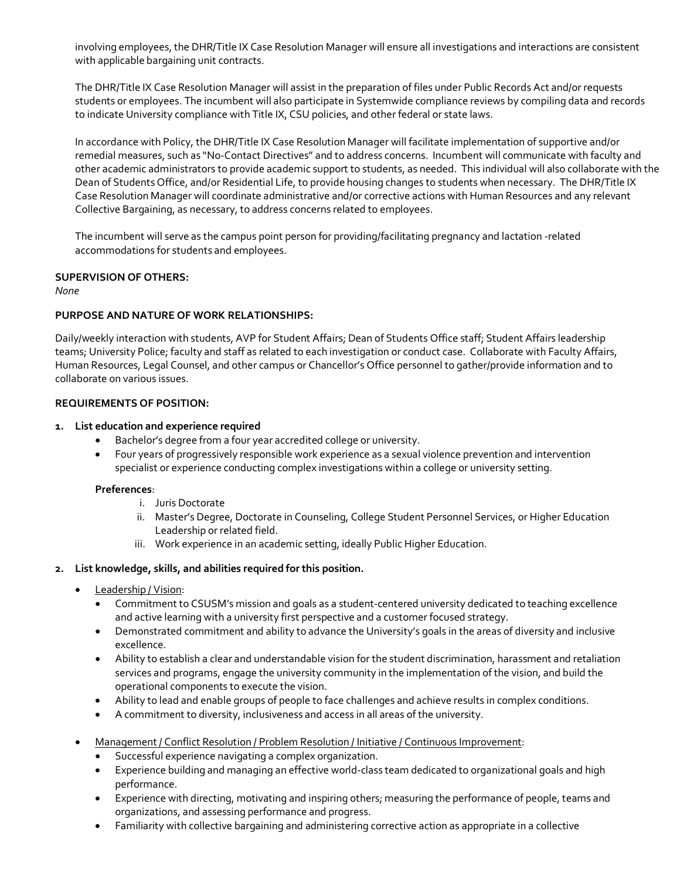involving employees, the DHR/Title IX Case Resolution Manager will ensure all investigations and interactions are consistent with applicable bargaining unit contracts.

The DHR/Title IX Case Resolution Manager will assist in the preparation of files under Public Records Act and/or requests students or employees. The incumbent will also participate in Systemwide compliance reviews by compiling data and records to indicate University compliance with Title IX, CSU policies, and other federal or state laws.

In accordance with Policy, the DHR/Title IX Case Resolution Manager will facilitate implementation of supportive and/or remedial measures, such as "No-Contact Directives" and to address concerns. Incumbent will communicate with faculty and other academic administrators to provide academic support to students, as needed. This individual will also collaborate with the Dean of Students Office, and/or Residential Life, to provide housing changes to students when necessary. The DHR/Title IX Case Resolution Manager will coordinate administrative and/or corrective actions with Human Resources and any relevant Collective Bargaining, as necessary, to address concerns related to employees.

The incumbent will serve as the campus point person for providing/facilitating pregnancy and lactation -related accommodations for students and employees.

**SUPERVISION OF OTHERS:**

*None*

**PURPOSE AND NATURE OF WORK RELATIONSHIPS:**

Daily/weekly interaction with students, AVP for Student Affairs; Dean of Students Office staff; Student Affairs leadership teams; University Police; faculty and staff as related to each investigation or conduct case. Collaborate with Faculty Affairs, Human Resources, Legal Counsel, and other campus or Chancellor's Office personnel to gather/provide information and to collaborate on various issues.

**REQUIREMENTS OF POSITION:**

1. **List education and experience required**
   - Bachelor's degree from a four year accredited college or university.
   - Four years of progressively responsible work experience as a sexual violence prevention and intervention specialist or experience conducting complex investigations within a college or university setting.

   **Preferences**:

   i. Juris Doctorate
   ii. Master's Degree, Doctorate in Counseling, College Student Personnel Services, or Higher Education Leadership or related field.
   iii. Work experience in an academic setting, ideally Public Higher Education.

2. **List knowledge, skills, and abilities required for this position.**
   - Leadership / Vision:
     - Commitment to CSUSM's mission and goals as a student-centered university dedicated to teaching excellence and active learning with a university first perspective and a customer focused strategy.
     - Demonstrated commitment and ability to advance the University's goals in the areas of diversity and inclusive excellence.
     - Ability to establish a clear and understandable vision for the student discrimination, harassment and retaliation services and programs, engage the university community in the implementation of the vision, and build the operational components to execute the vision.
     - Ability to lead and enable groups of people to face challenges and achieve results in complex conditions.
     - A commitment to diversity, inclusiveness and access in all areas of the university.
   - Management / Conflict Resolution / Problem Resolution / Initiative / Continuous Improvement:
     - Successful experience navigating a complex organization.
     - Experience building and managing an effective world-class team dedicated to organizational goals and high performance.
     - Experience with directing, motivating and inspiring others; measuring the performance of people, teams and organizations, and assessing performance and progress.
     - Familiarity with collective bargaining and administering corrective action as appropriate in a collective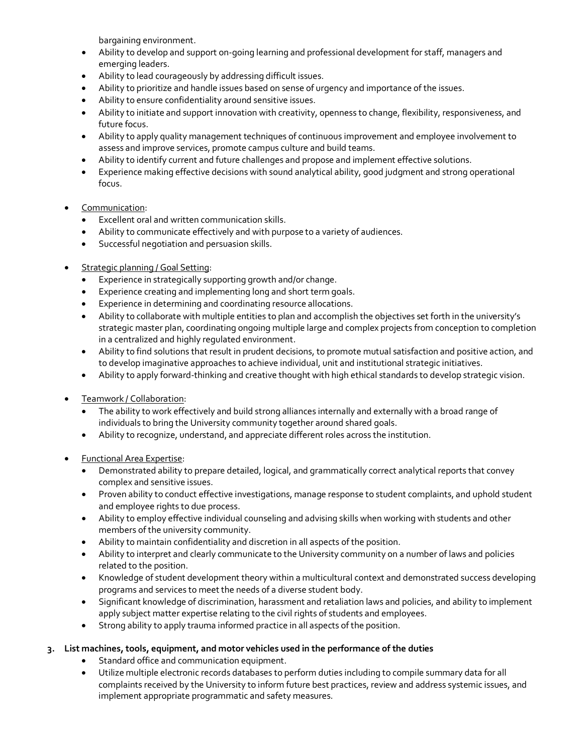bargaining environment.
  - Ability to develop and support on-going learning and professional development for staff, managers and emerging leaders.
  - Ability to lead courageously by addressing difficult issues.
  - Ability to prioritize and handle issues based on sense of urgency and importance of the issues.
  - Ability to ensure confidentiality around sensitive issues.
  - Ability to initiate and support innovation with creativity, openness to change, flexibility, responsiveness, and future focus.
  - Ability to apply quality management techniques of continuous improvement and employee involvement to assess and improve services, promote campus culture and build teams.
  - Ability to identify current and future challenges and propose and implement effective solutions.
  - Experience making effective decisions with sound analytical ability, good judgment and strong operational focus.

- <u>Communication</u>:
  - Excellent oral and written communication skills.
  - Ability to communicate effectively and with purpose to a variety of audiences.
  - Successful negotiation and persuasion skills.

- <u>Strategic planning / Goal Setting</u>:
  - Experience in strategically supporting growth and/or change.
  - Experience creating and implementing long and short term goals.
  - Experience in determining and coordinating resource allocations.
  - Ability to collaborate with multiple entities to plan and accomplish the objectives set forth in the university's strategic master plan, coordinating ongoing multiple large and complex projects from conception to completion in a centralized and highly regulated environment.
  - Ability to find solutions that result in prudent decisions, to promote mutual satisfaction and positive action, and to develop imaginative approaches to achieve individual, unit and institutional strategic initiatives.
  - Ability to apply forward-thinking and creative thought with high ethical standards to develop strategic vision.

- <u>Teamwork / Collaboration</u>:
  - The ability to work effectively and build strong alliances internally and externally with a broad range of individuals to bring the University community together around shared goals.
  - Ability to recognize, understand, and appreciate different roles across the institution.

- <u>Functional Area Expertise</u>:
  - Demonstrated ability to prepare detailed, logical, and grammatically correct analytical reports that convey complex and sensitive issues.
  - Proven ability to conduct effective investigations, manage response to student complaints, and uphold student and employee rights to due process.
  - Ability to employ effective individual counseling and advising skills when working with students and other members of the university community.
  - Ability to maintain confidentiality and discretion in all aspects of the position.
  - Ability to interpret and clearly communicate to the University community on a number of laws and policies related to the position.
  - Knowledge of student development theory within a multicultural context and demonstrated success developing programs and services to meet the needs of a diverse student body.
  - Significant knowledge of discrimination, harassment and retaliation laws and policies, and ability to implement apply subject matter expertise relating to the civil rights of students and employees.
  - Strong ability to apply trauma informed practice in all aspects of the position.

**3. List machines, tools, equipment, and motor vehicles used in the performance of the duties**

- Standard office and communication equipment.
- Utilize multiple electronic records databases to perform duties including to compile summary data for all complaints received by the University to inform future best practices, review and address systemic issues, and implement appropriate programmatic and safety measures.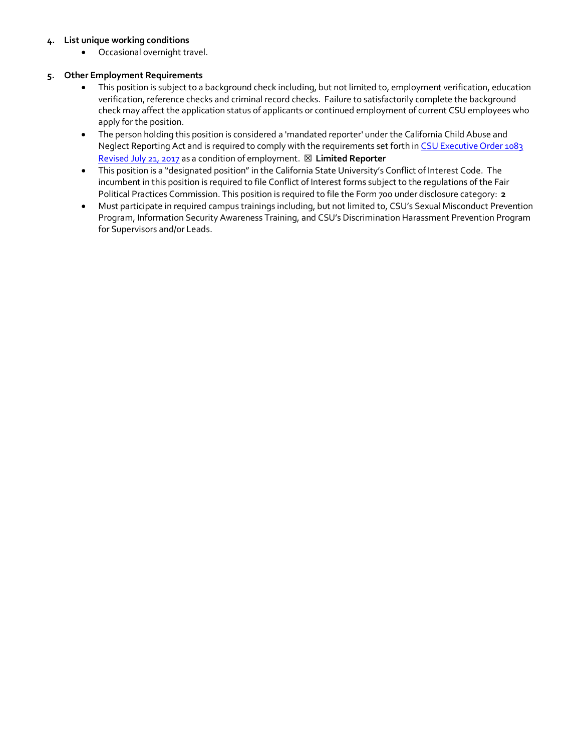4. **List unique working conditions**
    - Occasional overnight travel.

5. **Other Employment Requirements**
    - This position is subject to a background check including, but not limited to, employment verification, education verification, reference checks and criminal record checks. Failure to satisfactorily complete the background check may affect the application status of applicants or continued employment of current CSU employees who apply for the position.
    - The person holding this position is considered a 'mandated reporter' under the California Child Abuse and Neglect Reporting Act and is required to comply with the requirements set forth in [CSU Executive Order 1083 Revised July 21, 2017] as a condition of employment. ☒ **Limited Reporter**
    - This position is a "designated position" in the California State University's Conflict of Interest Code. The incumbent in this position is required to file Conflict of Interest forms subject to the regulations of the Fair Political Practices Commission. This position is required to file the Form 700 under disclosure category: **2**
    - Must participate in required campus trainings including, but not limited to, CSU's Sexual Misconduct Prevention Program, Information Security Awareness Training, and CSU's Discrimination Harassment Prevention Program for Supervisors and/or Leads.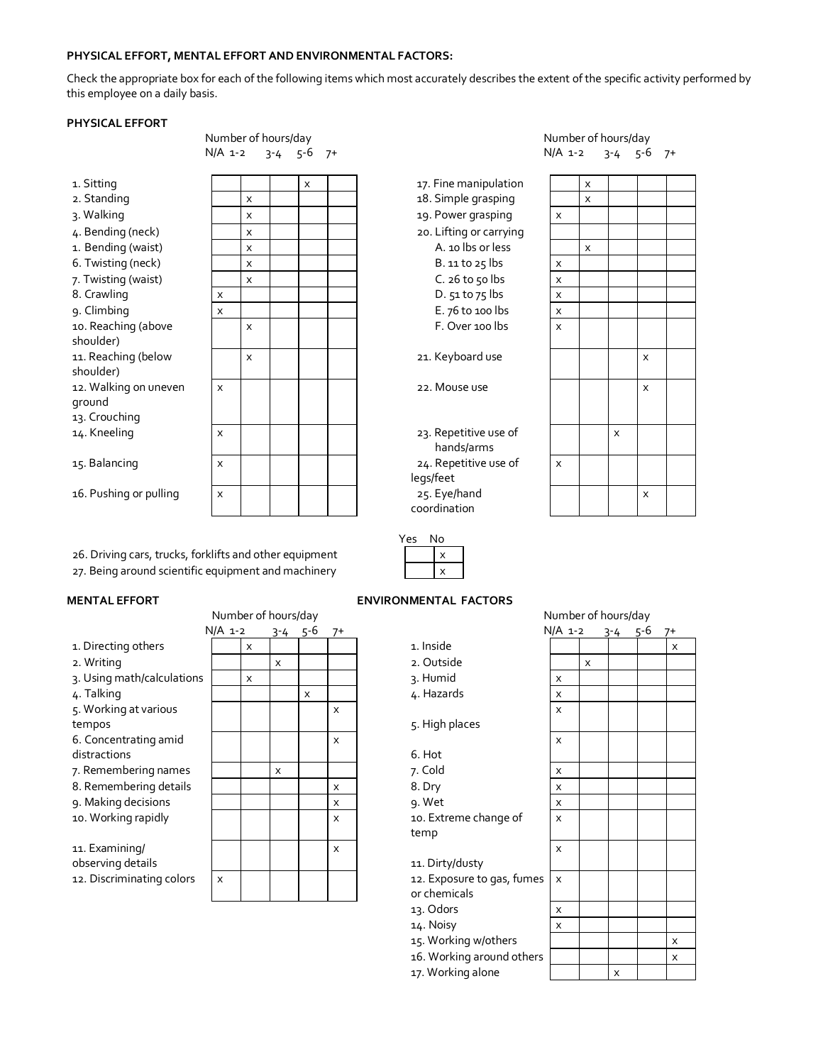**PHYSICAL EFFORT, MENTAL EFFORT AND ENVIRONMENTAL FACTORS:**

Check the appropriate box for each of the following items which most accurately describes the extent of the specific activity performed by this employee on a daily basis.

**PHYSICAL EFFORT**

| | Number of hours/day | | | | |
|---|---|---|---|---|---|
| | N/A | 1-2 | 3-4 | 5-6 | 7+ |
| 1. Sitting | | | | x | |
| 2. Standing | | x | | | |
| 3. Walking | | x | | | |
| 4. Bending (neck) | | x | | | |
| 1. Bending (waist) | | x | | | |
| 6. Twisting (neck) | | x | | | |
| 7. Twisting (waist) | | x | | | |
| 8. Crawling | x | | | | |
| 9. Climbing | x | | | | |
| 10. Reaching (above shoulder) | | x | | | |
| 11. Reaching (below shoulder) | | x | | | |
| 12. Walking on uneven ground | x | | | | |
| 13. Crouching | | | | | |
| 14. Kneeling | x | | | | |
| 15. Balancing | x | | | | |
| 16. Pushing or pulling | x | | | | |

| | Number of hours/day | | | | |
|---|---|---|---|---|---|
| | N/A | 1-2 | 3-4 | 5-6 | 7+ |
| 17. Fine manipulation | | x | | | |
| 18. Simple grasping | | x | | | |
| 19. Power grasping | x | | | | |
| 20. Lifting or carrying | | | | | |
| A. 10 lbs or less | | x | | | |
| B. 11 to 25 lbs | x | | | | |
| C. 26 to 50 lbs | x | | | | |
| D. 51 to 75 lbs | x | | | | |
| E. 76 to 100 lbs | x | | | | |
| F. Over 100 lbs | x | | | | |
| 21. Keyboard use | | | | x | |
| 22. Mouse use | | | | x | |
| 23. Repetitive use of hands/arms | | | x | | |
| 24. Repetitive use of legs/feet | x | | | | |
| 25. Eye/hand coordination | | | | x | |

| | Yes | No |
|---|---|---|
| 26. Driving cars, trucks, forklifts and other equipment | | x |
| 27. Being around scientific equipment and machinery | | x |

**MENTAL EFFORT**

| | Number of hours/day | | | | |
|---|---|---|---|---|---|
| | N/A | 1-2 | 3-4 | 5-6 | 7+ |
| 1. Directing others | | x | | | |
| 2. Writing | | | x | | |
| 3. Using math/calculations | | x | | | |
| 4. Talking | | | | x | |
| 5. Working at various tempos | | | | | x |
| 6. Concentrating amid distractions | | | | | x |
| 7. Remembering names | | | x | | |
| 8. Remembering details | | | | | x |
| 9. Making decisions | | | | | x |
| 10. Working rapidly | | | | | x |
| 11. Examining/ observing details | | | | | x |
| 12. Discriminating colors | x | | | | |

**ENVIRONMENTAL FACTORS**

| | Number of hours/day | | | | |
|---|---|---|---|---|---|
| | N/A | 1-2 | 3-4 | 5-6 | 7+ |
| 1. Inside | | | | | x |
| 2. Outside | | x | | | |
| 3. Humid | x | | | | |
| 4. Hazards | x | | | | |
| 5. High places | x | | | | |
| 6. Hot | x | | | | |
| 7. Cold | x | | | | |
| 8. Dry | x | | | | |
| 9. Wet | x | | | | |
| 10. Extreme change of temp | x | | | | |
| 11. Dirty/dusty | x | | | | |
| 12. Exposure to gas, fumes or chemicals | x | | | | |
| 13. Odors | x | | | | |
| 14. Noisy | x | | | | |
| 15. Working w/others | | | | | x |
| 16. Working around others | | | | | x |
| 17. Working alone | | | x | | |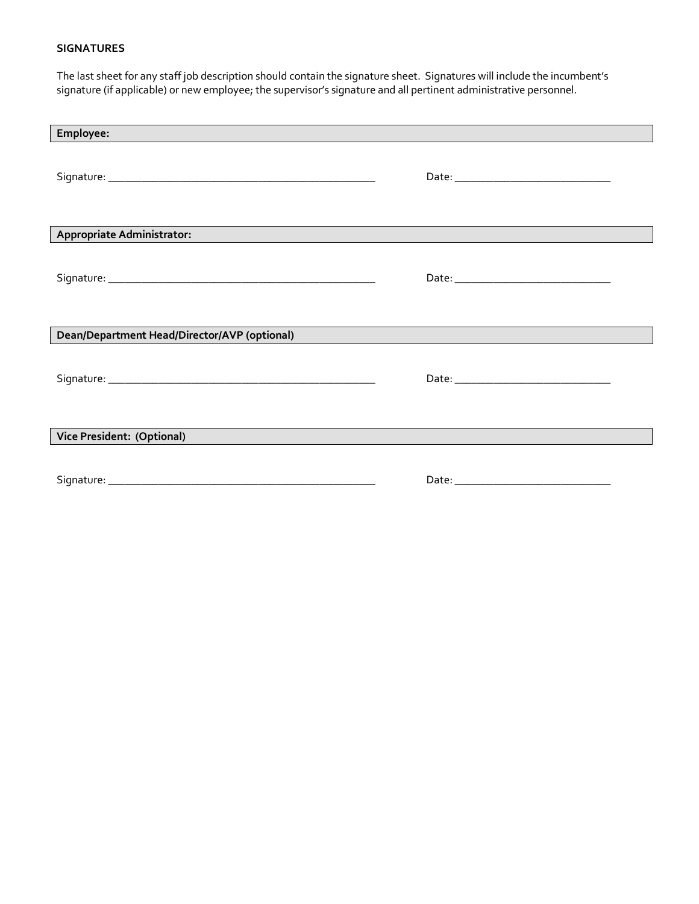## SIGNATURES

The last sheet for any staff job description should contain the signature sheet. Signatures will include the incumbent's signature (if applicable) or new employee; the supervisor's signature and all pertinent administrative personnel.

**Employee:**

Signature: ______________________________________________ Date: ___________________________

**Appropriate Administrator:**

Signature: ______________________________________________ Date: ___________________________

**Dean/Department Head/Director/AVP (optional)**

Signature: ______________________________________________ Date: ___________________________

**Vice President: (Optional)**

Signature: ______________________________________________ Date: ___________________________